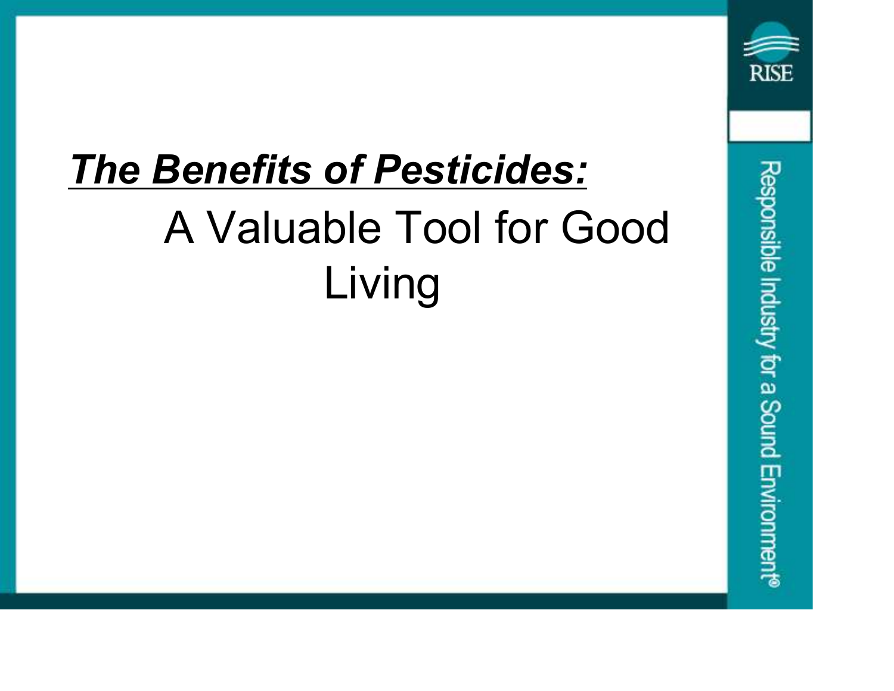# ***The Benefits of Pesticides:***

A Valuable Tool for Good Living

RISE

Responsible Industry for a Sound Environment®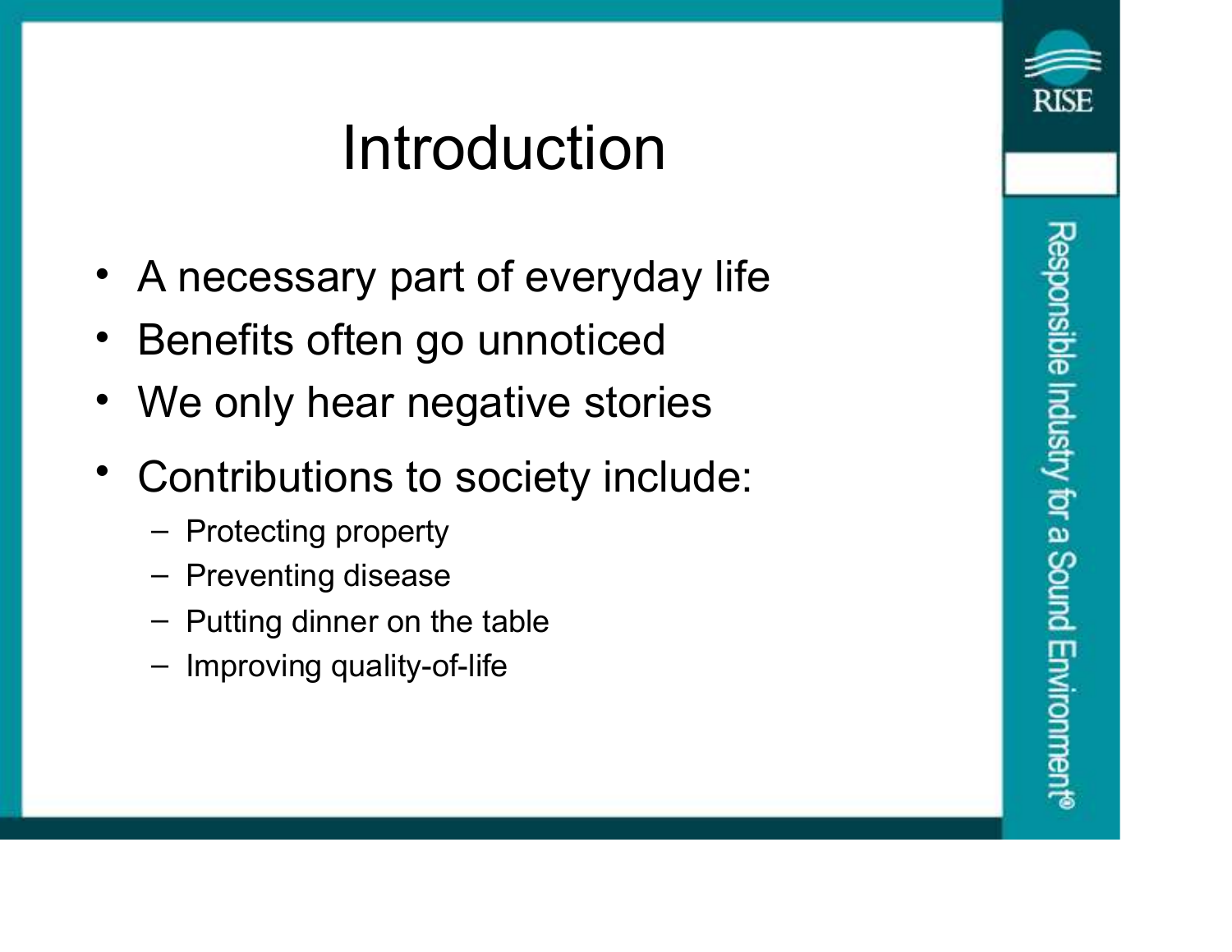# Introduction

- A necessary part of everyday life
- Benefits often go unnoticed
- We only hear negative stories
- Contributions to society include:
  - Protecting property
  - Preventing disease
  - Putting dinner on the table
  - Improving quality-of-life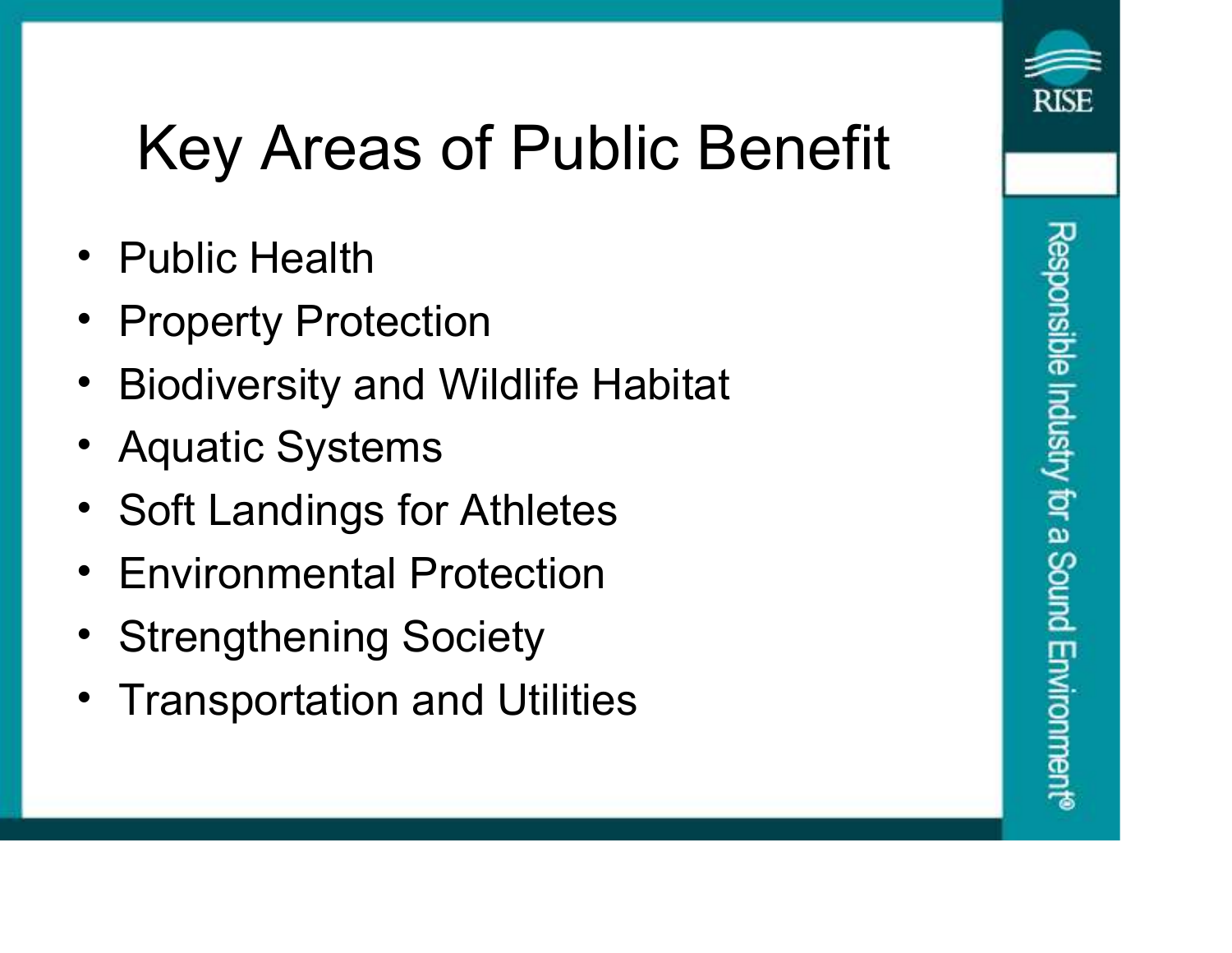# Key Areas of Public Benefit

- Public Health
- Property Protection
- Biodiversity and Wildlife Habitat
- Aquatic Systems
- Soft Landings for Athletes
- Environmental Protection
- Strengthening Society
- Transportation and Utilities

RISE

Responsible Industry for a Sound Environment®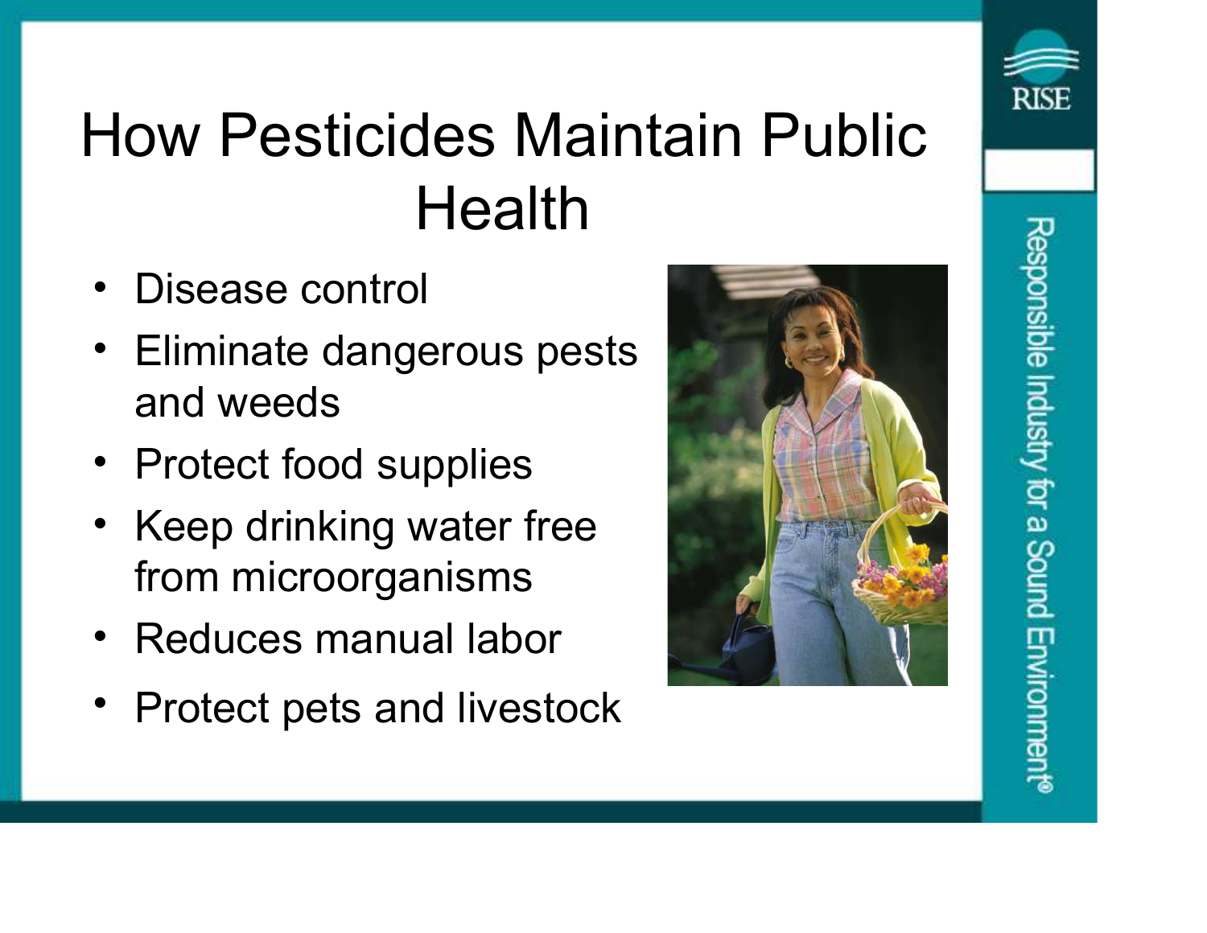# How Pesticides Maintain Public Health

- Disease control
- Eliminate dangerous pests and weeds
- Protect food supplies
- Keep drinking water free from microorganisms
- Reduces manual labor
- Protect pets and livestock

RISE

Responsible Industry for a Sound Environment®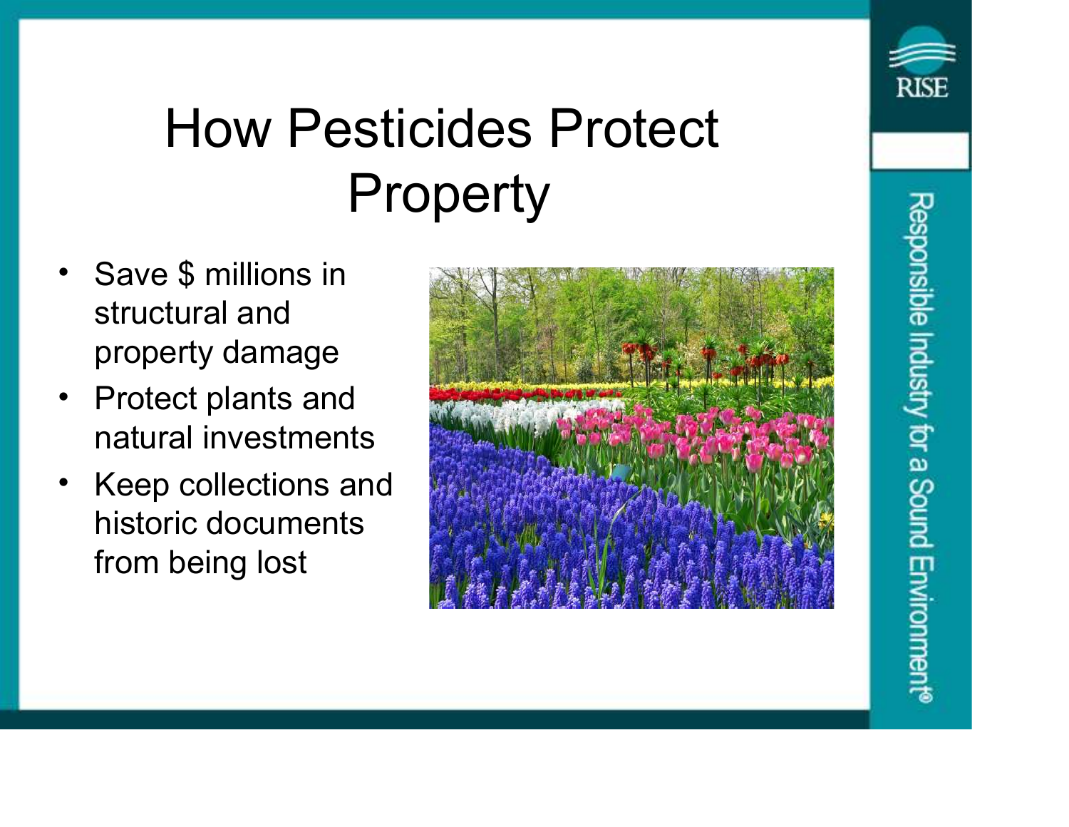# How Pesticides Protect Property

- Save $ millions in structural and property damage
- Protect plants and natural investments
- Keep collections and historic documents from being lost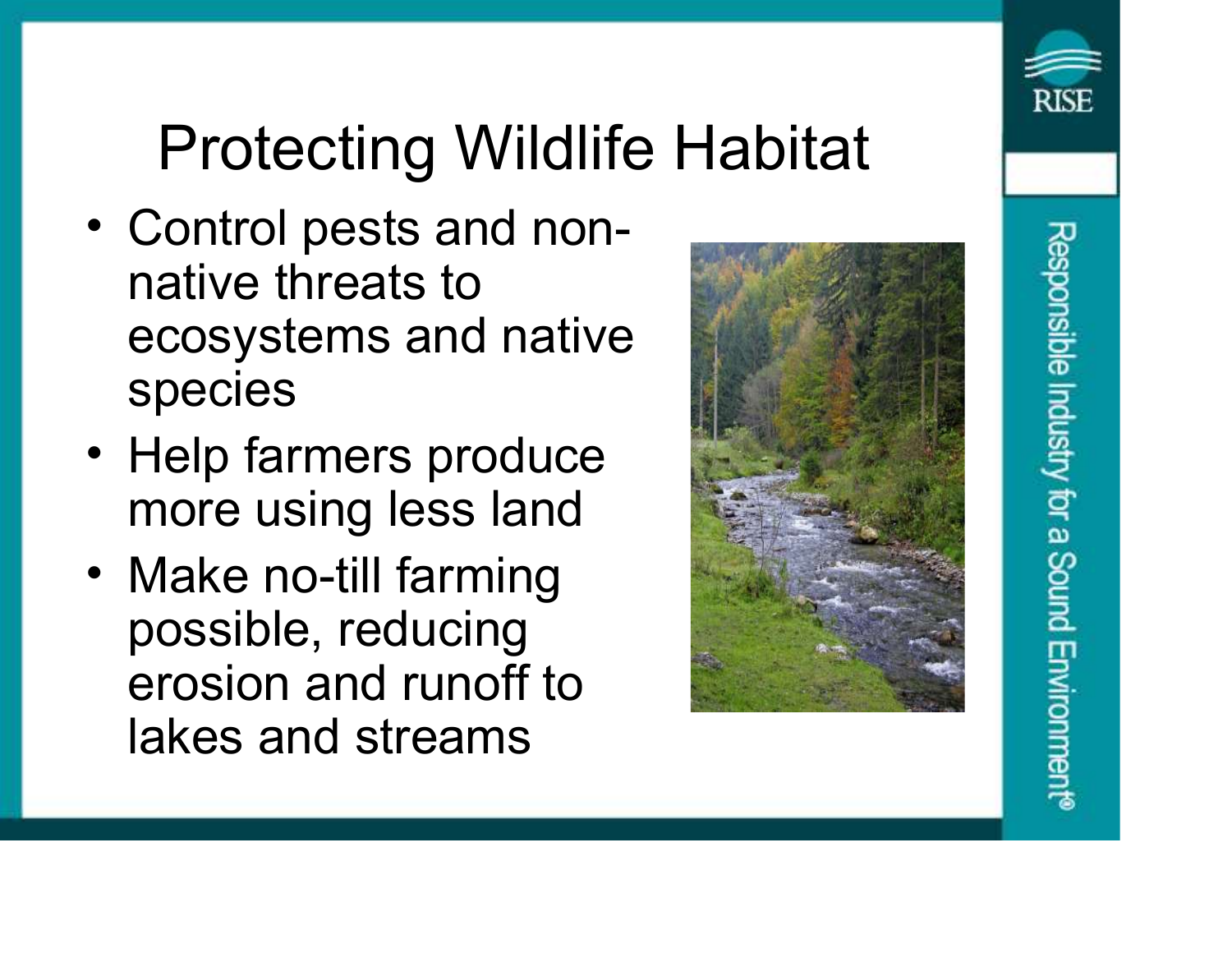# Protecting Wildlife Habitat

- Control pests and non-native threats to ecosystems and native species
- Help farmers produce more using less land
- Make no-till farming possible, reducing erosion and runoff to lakes and streams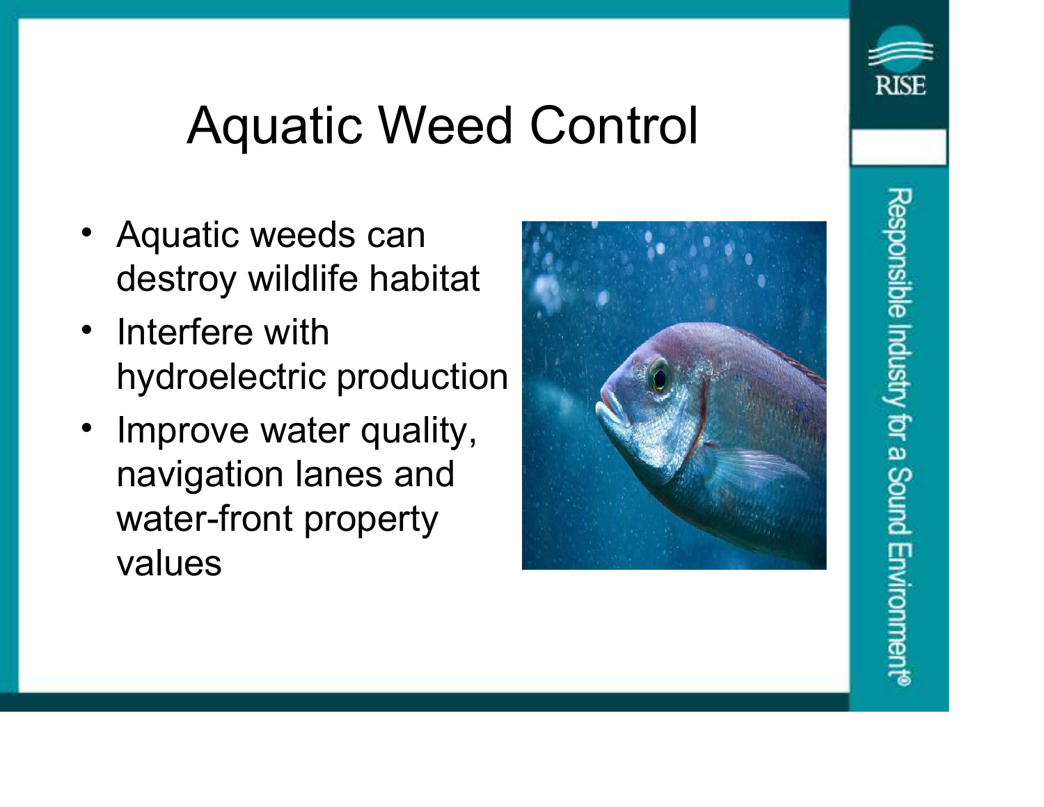# Aquatic Weed Control

- Aquatic weeds can destroy wildlife habitat
- Interfere with hydroelectric production
- Improve water quality, navigation lanes and water-front property values

RISE

Responsible Industry for a Sound Environment®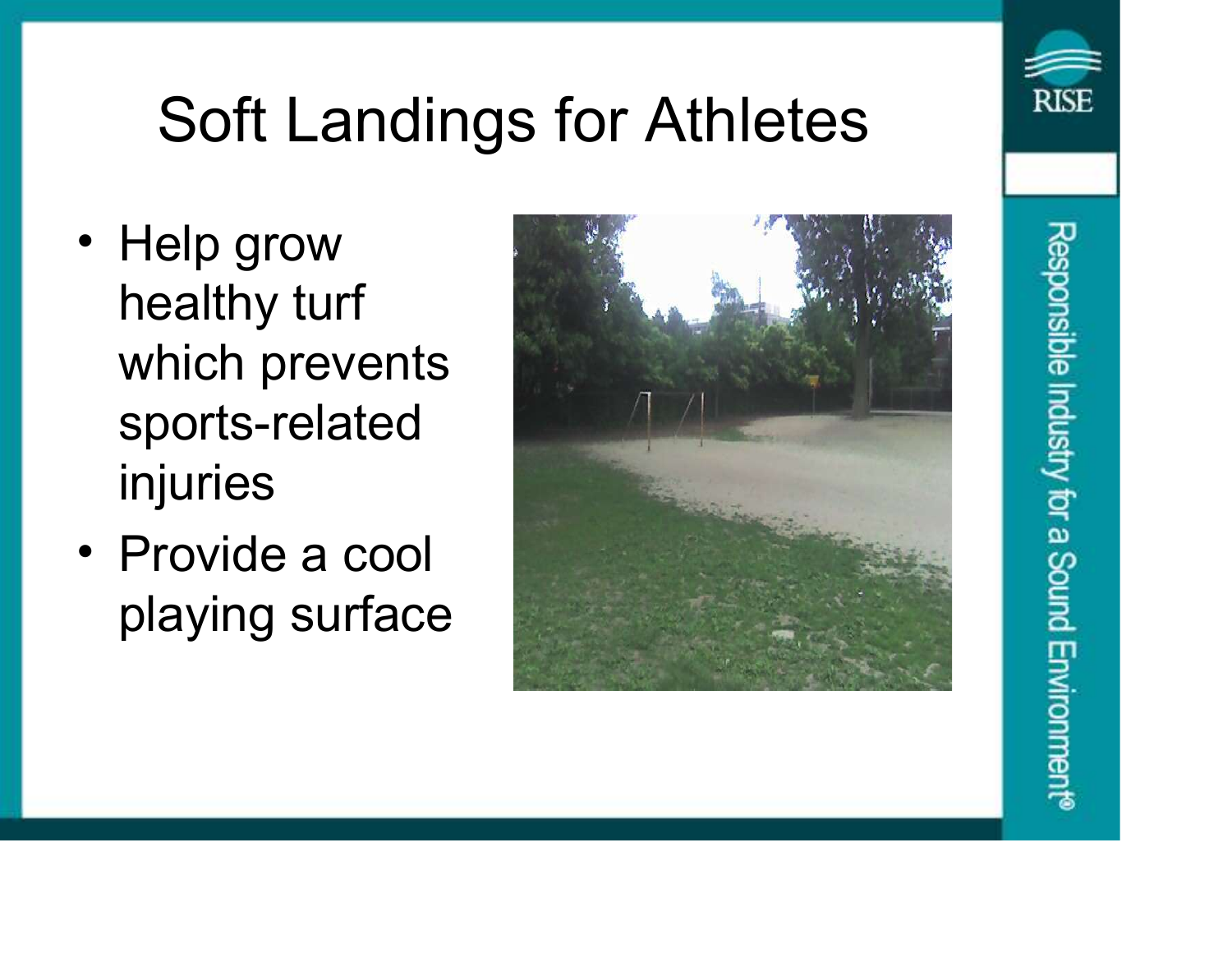# Soft Landings for Athletes

- Help grow healthy turf which prevents sports-related injuries
- Provide a cool playing surface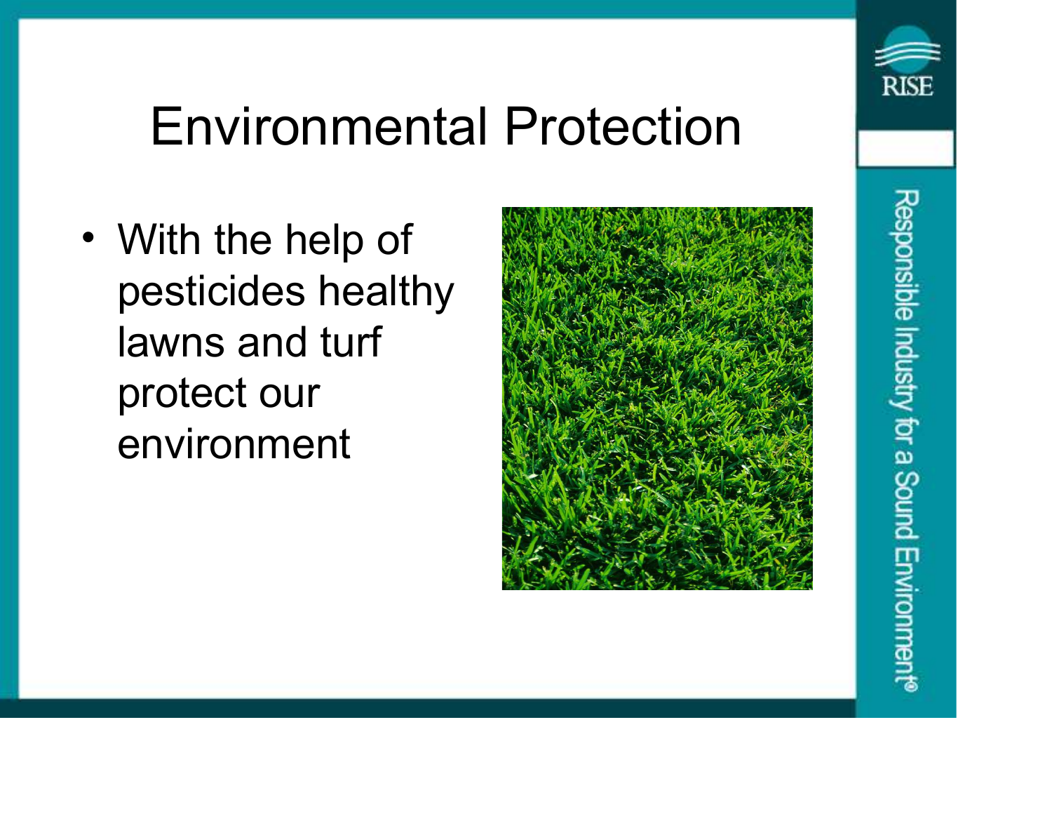# Environmental Protection

- With the help of pesticides healthy lawns and turf protect our environment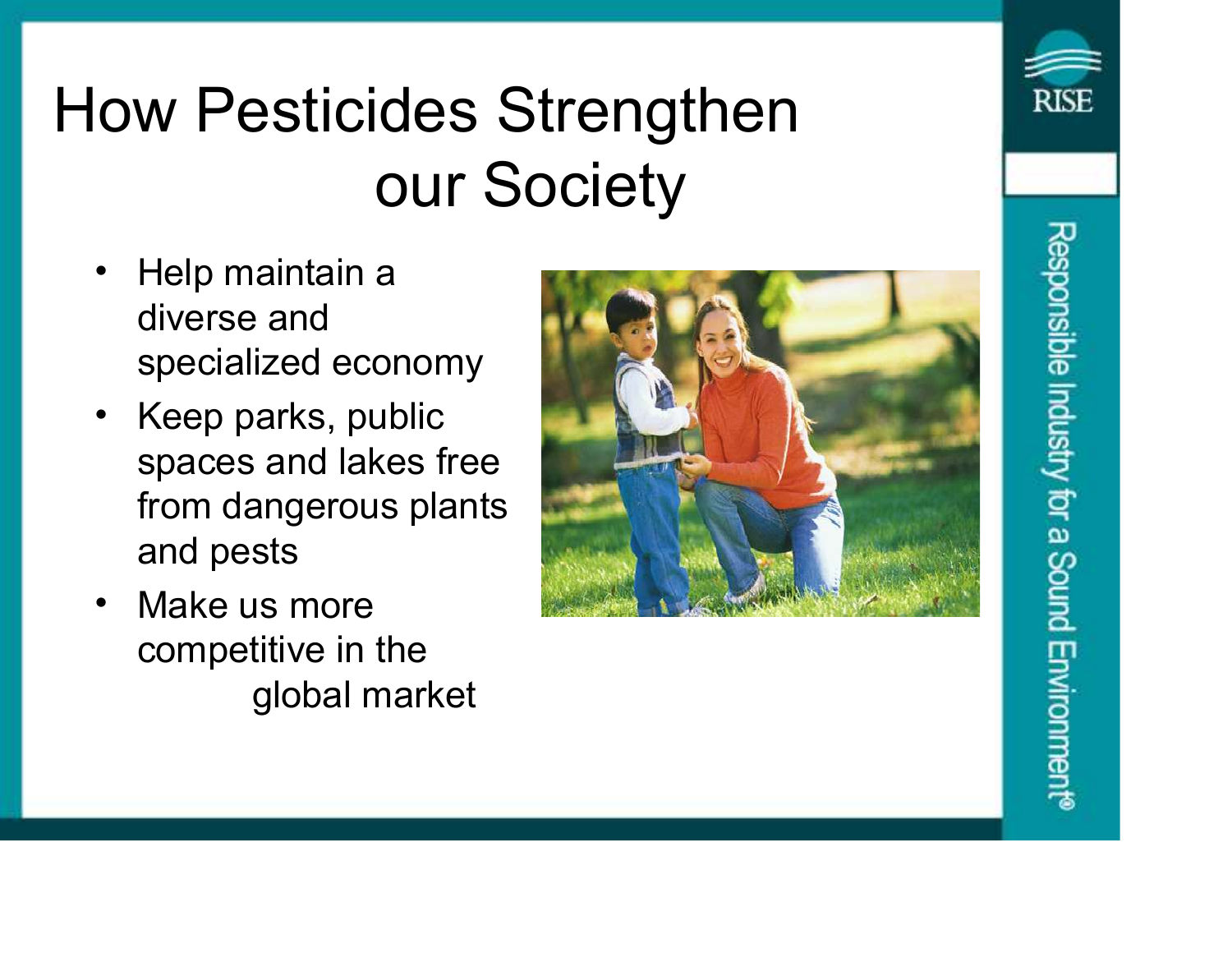# How Pesticides Strengthen our Society

- Help maintain a diverse and specialized economy
- Keep parks, public spaces and lakes free from dangerous plants and pests
- Make us more competitive in the global market

RISE

Responsible Industry for a Sound Environment®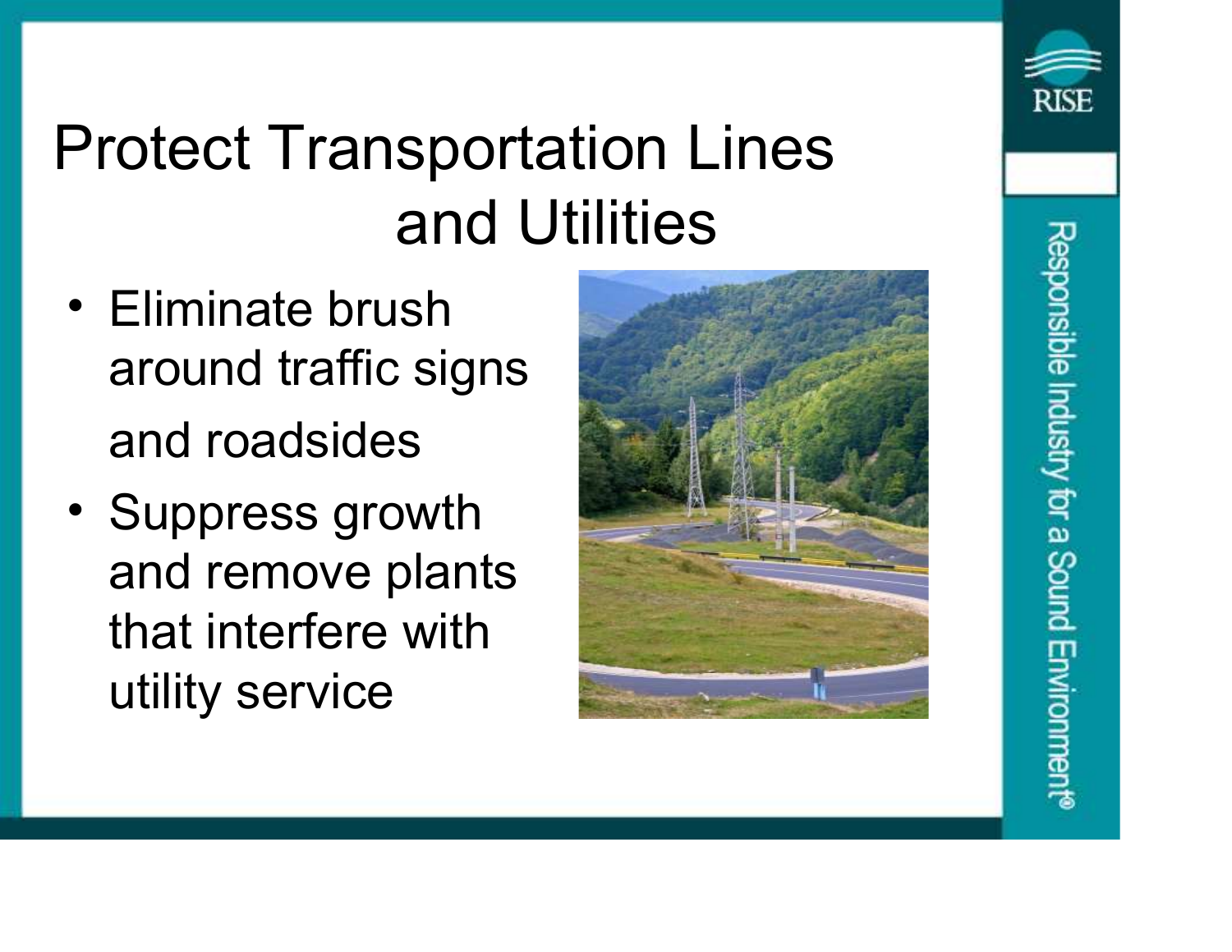# Protect Transportation Lines and Utilities

- Eliminate brush around traffic signs and roadsides
- Suppress growth and remove plants that interfere with utility service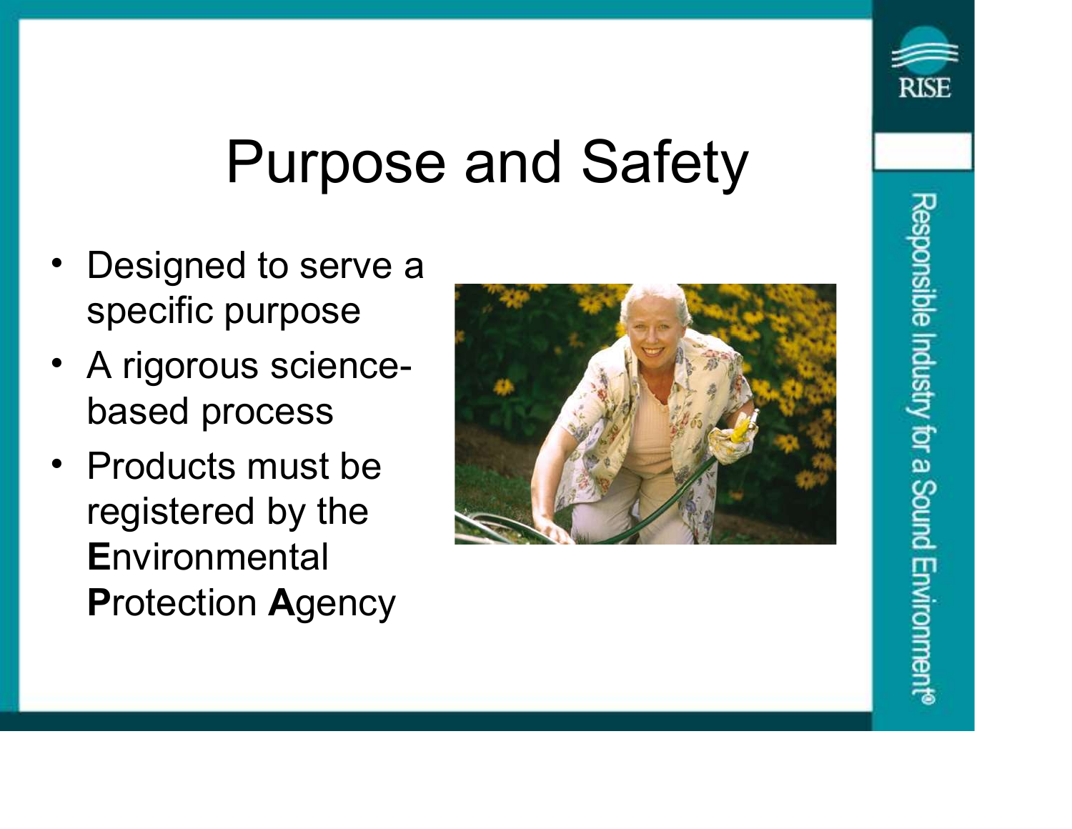# Purpose and Safety

- Designed to serve a specific purpose
- A rigorous science-based process
- Products must be registered by the **E**nvironmental **P**rotection **A**gency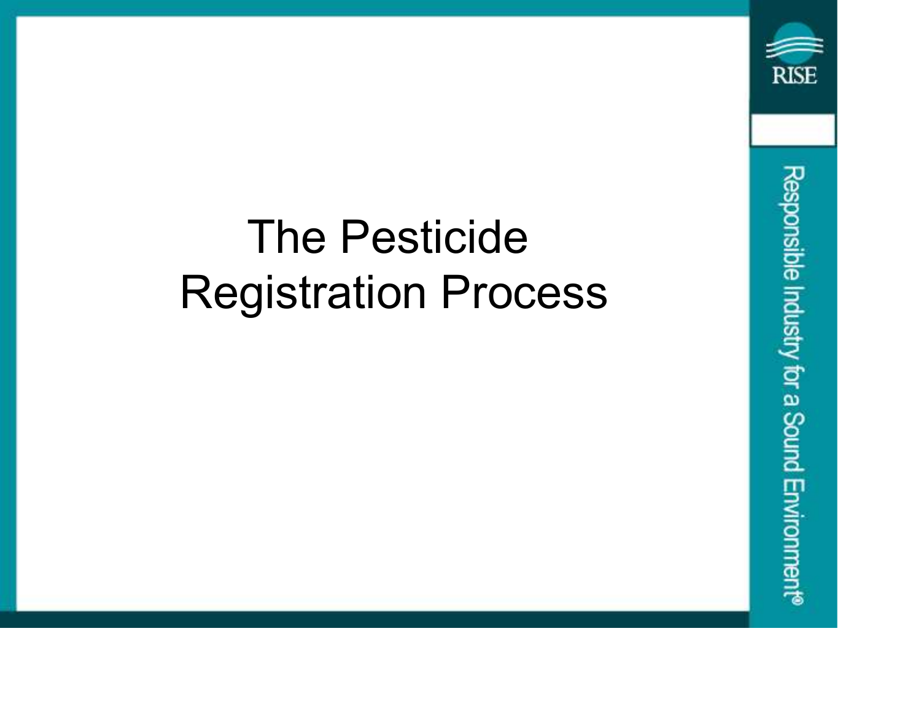# The Pesticide Registration Process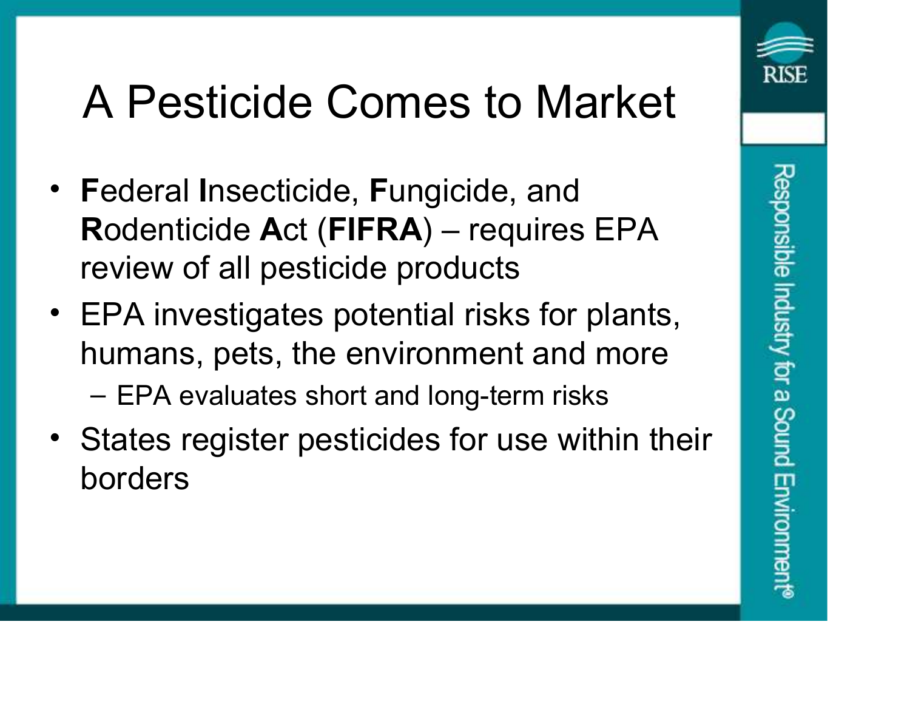# A Pesticide Comes to Market

- **F**ederal **I**nsecticide, **F**ungicide, and **R**odenticide **A**ct (**FIFRA**) – requires EPA review of all pesticide products
- EPA investigates potential risks for plants, humans, pets, the environment and more
  - EPA evaluates short and long-term risks
- States register pesticides for use within their borders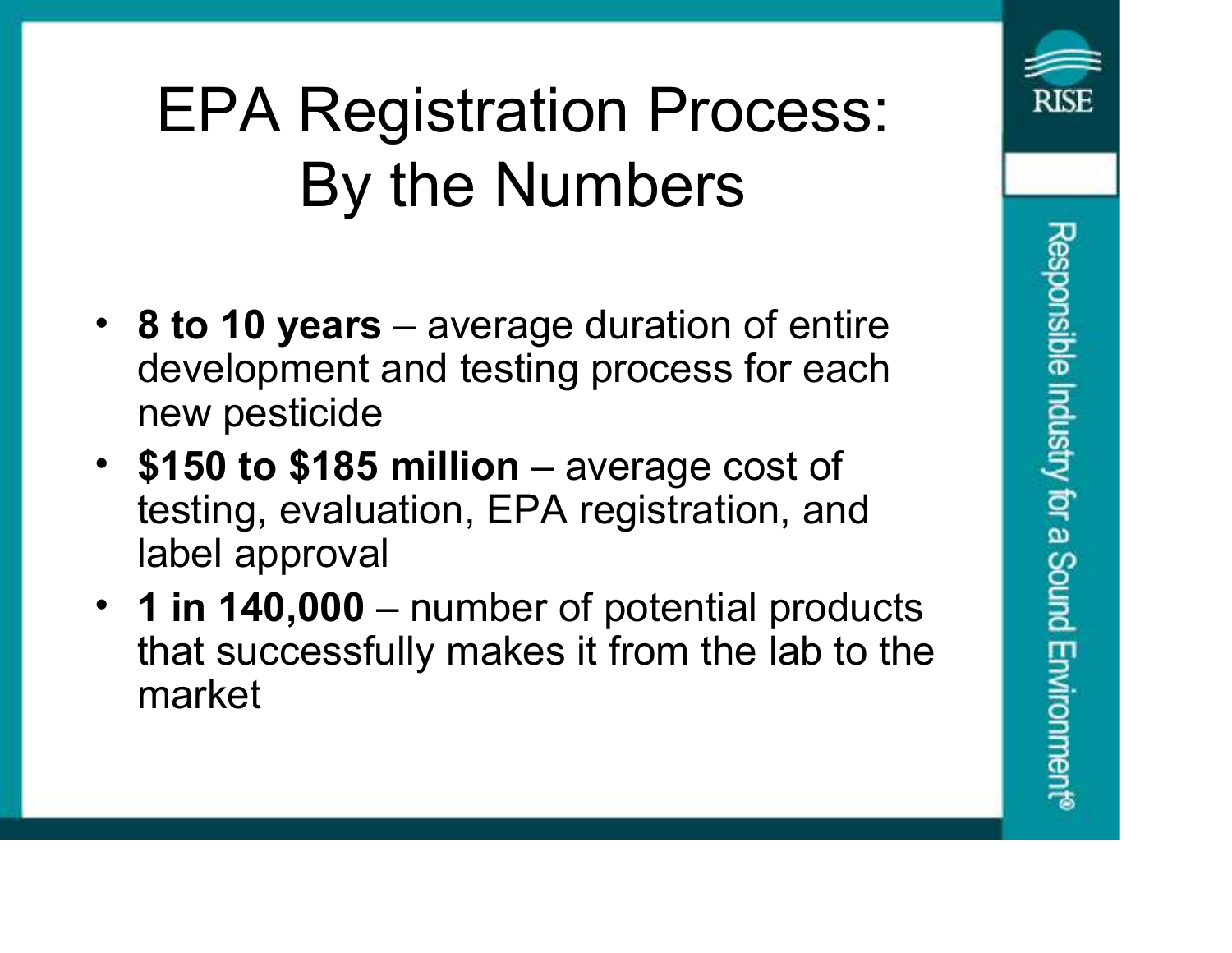# EPA Registration Process: By the Numbers

- **8 to 10 years** – average duration of entire development and testing process for each new pesticide
- **$150 to $185 million** – average cost of testing, evaluation, EPA registration, and label approval
- **1 in 140,000** – number of potential products that successfully makes it from the lab to the market

RISE

Responsible Industry for a Sound Environment®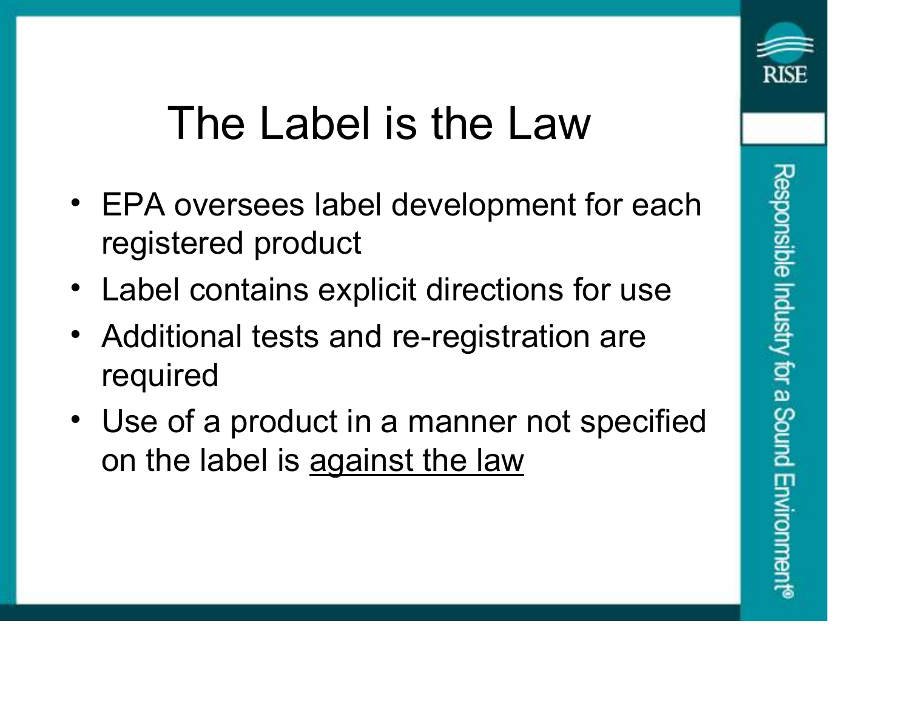# The Label is the Law

- EPA oversees label development for each registered product
- Label contains explicit directions for use
- Additional tests and re-registration are required
- Use of a product in a manner not specified on the label is <u>against the law</u>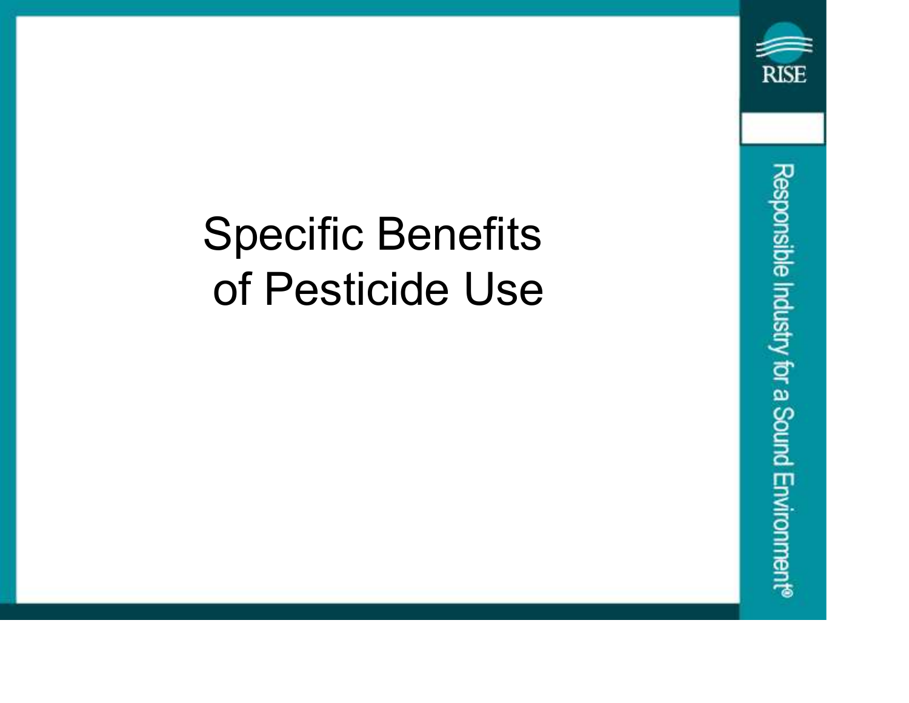# Specific Benefits of Pesticide Use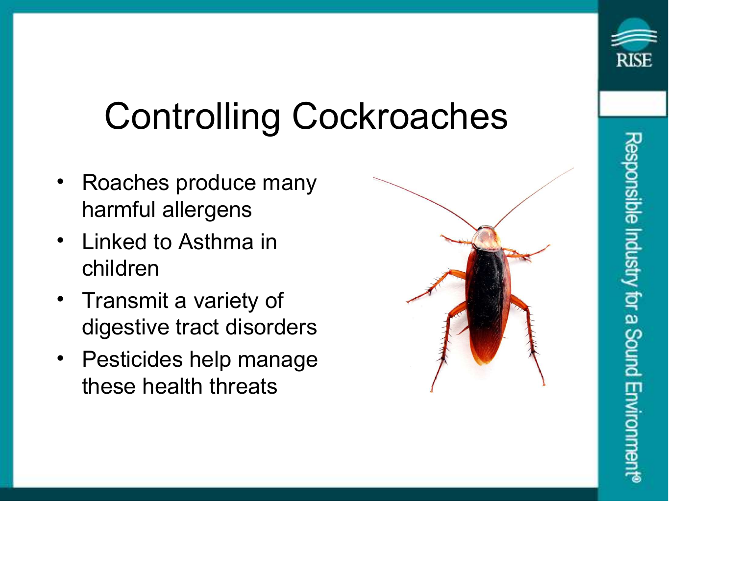# Controlling Cockroaches

- Roaches produce many harmful allergens
- Linked to Asthma in children
- Transmit a variety of digestive tract disorders
- Pesticides help manage these health threats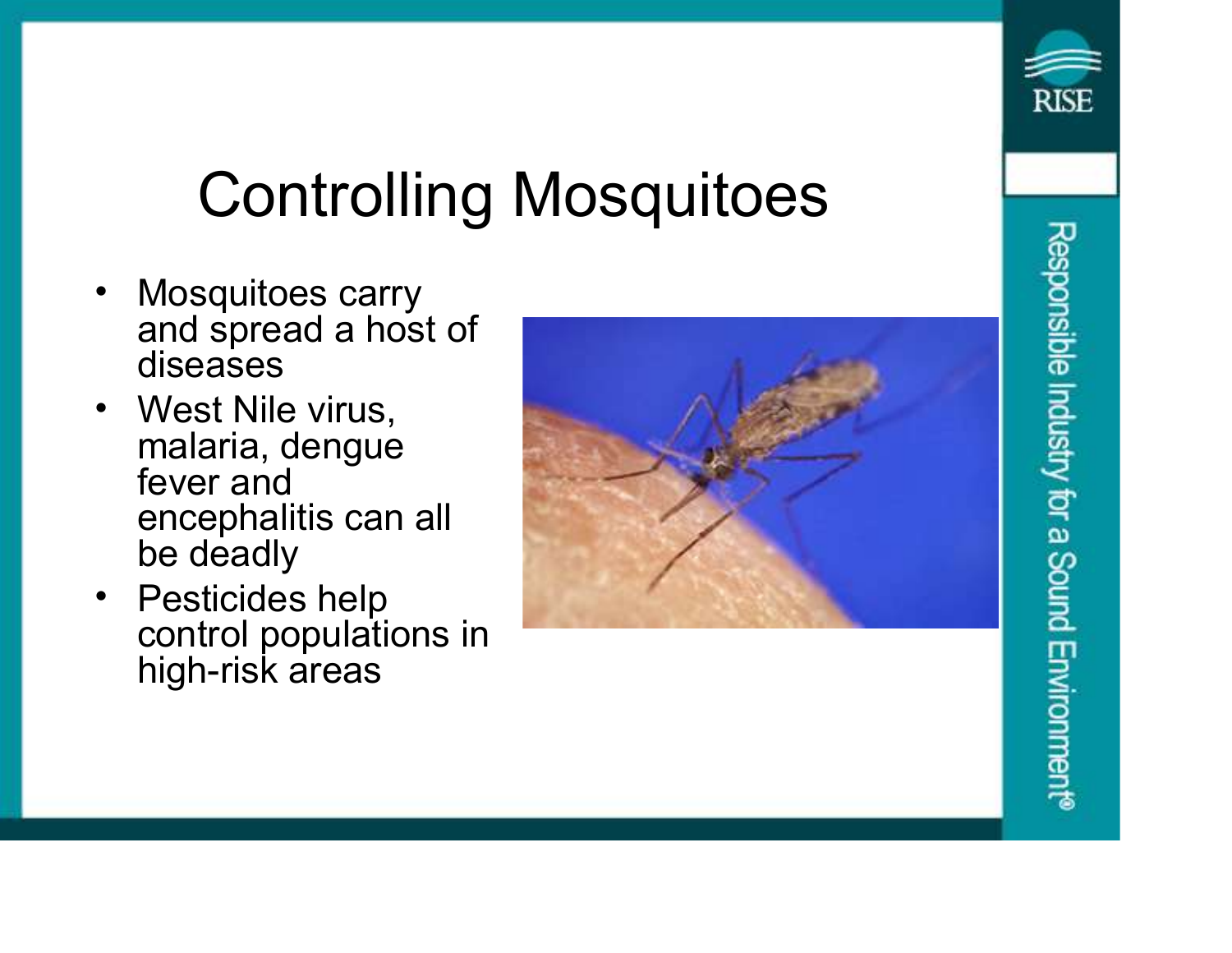# Controlling Mosquitoes

- Mosquitoes carry and spread a host of diseases
- West Nile virus, malaria, dengue fever and encephalitis can all be deadly
- Pesticides help control populations in high-risk areas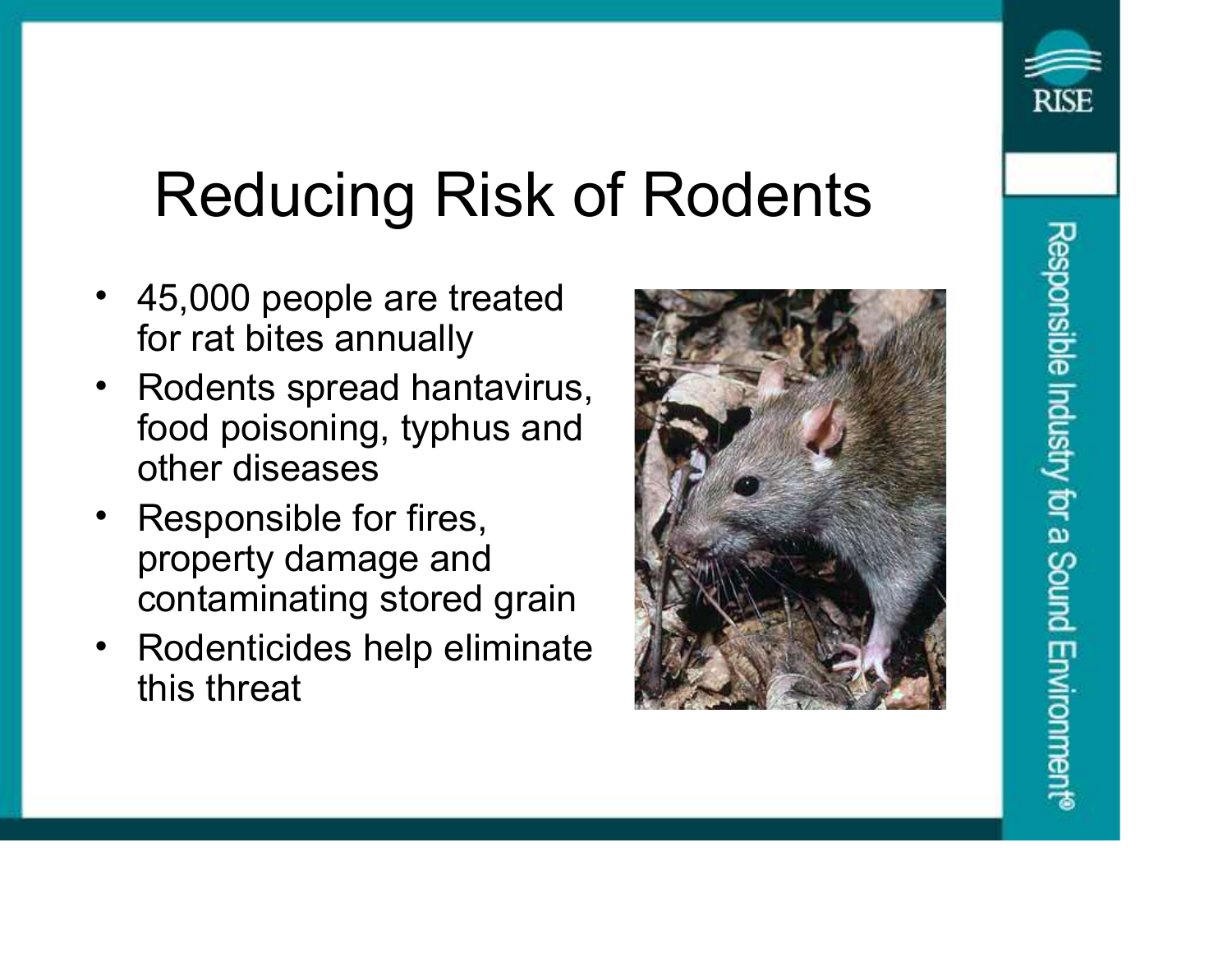# Reducing Risk of Rodents

- 45,000 people are treated for rat bites annually
- Rodents spread hantavirus, food poisoning, typhus and other diseases
- Responsible for fires, property damage and contaminating stored grain
- Rodenticides help eliminate this threat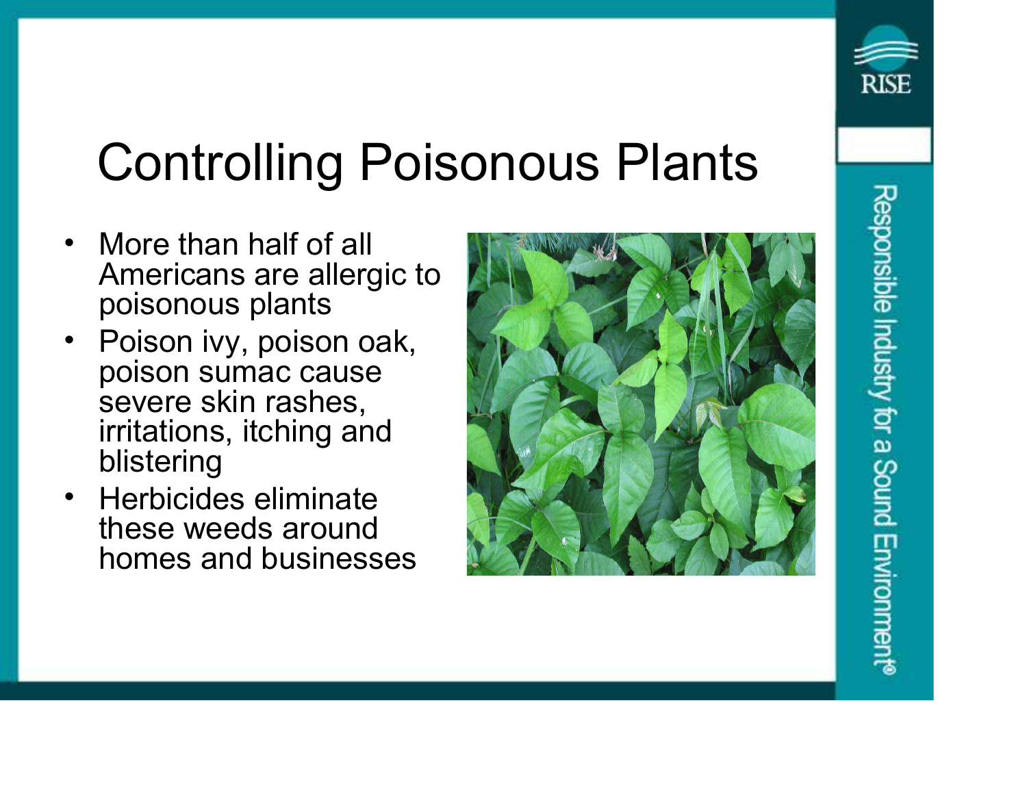# Controlling Poisonous Plants

- More than half of all Americans are allergic to poisonous plants
- Poison ivy, poison oak, poison sumac cause severe skin rashes, irritations, itching and blistering
- Herbicides eliminate these weeds around homes and businesses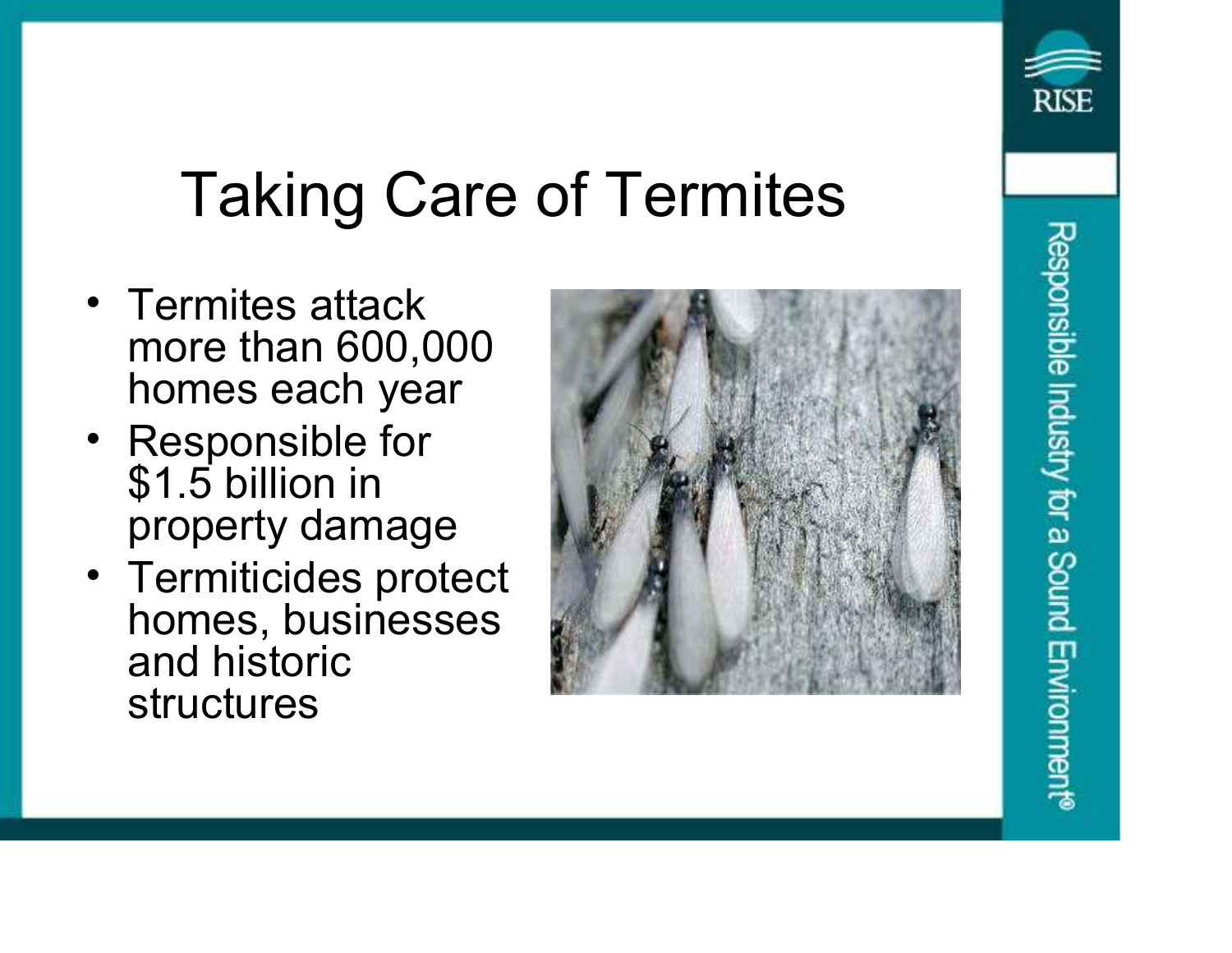# Taking Care of Termites

- Termites attack more than 600,000 homes each year
- Responsible for $1.5 billion in property damage
- Termiticides protect homes, businesses and historic structures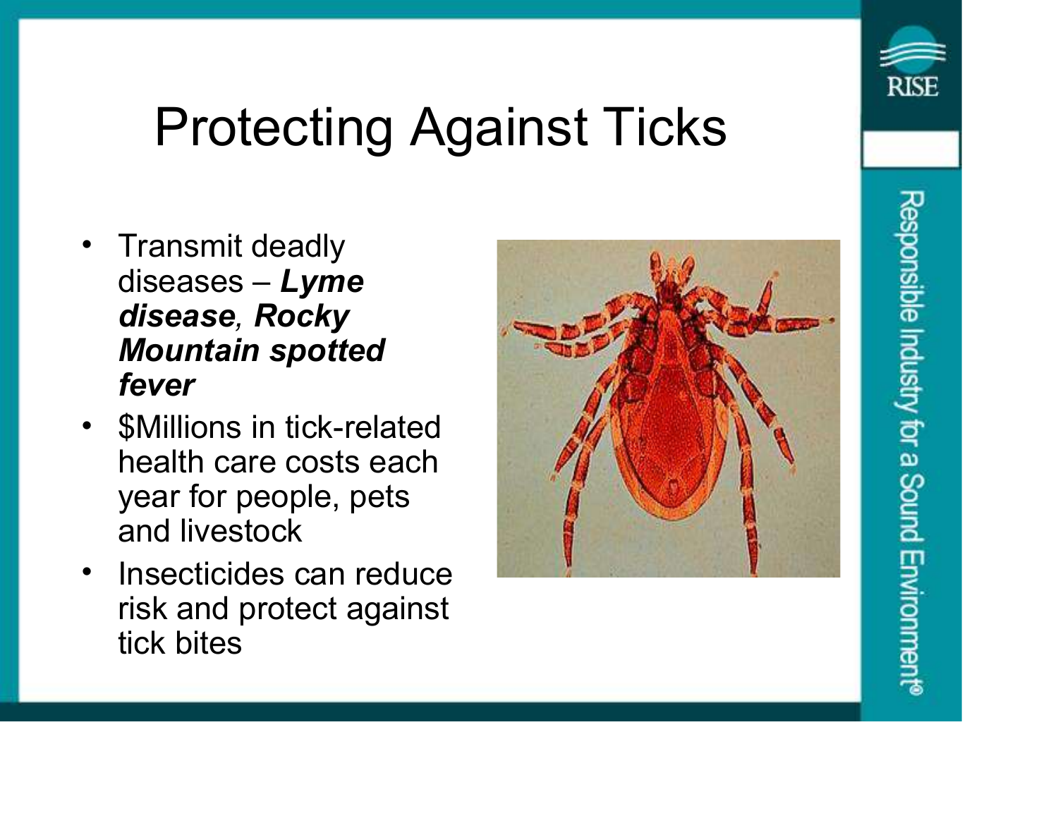# Protecting Against Ticks

- Transmit deadly diseases – ***Lyme disease, Rocky Mountain spotted fever***
- $Millions in tick-related health care costs each year for people, pets and livestock
- Insecticides can reduce risk and protect against tick bites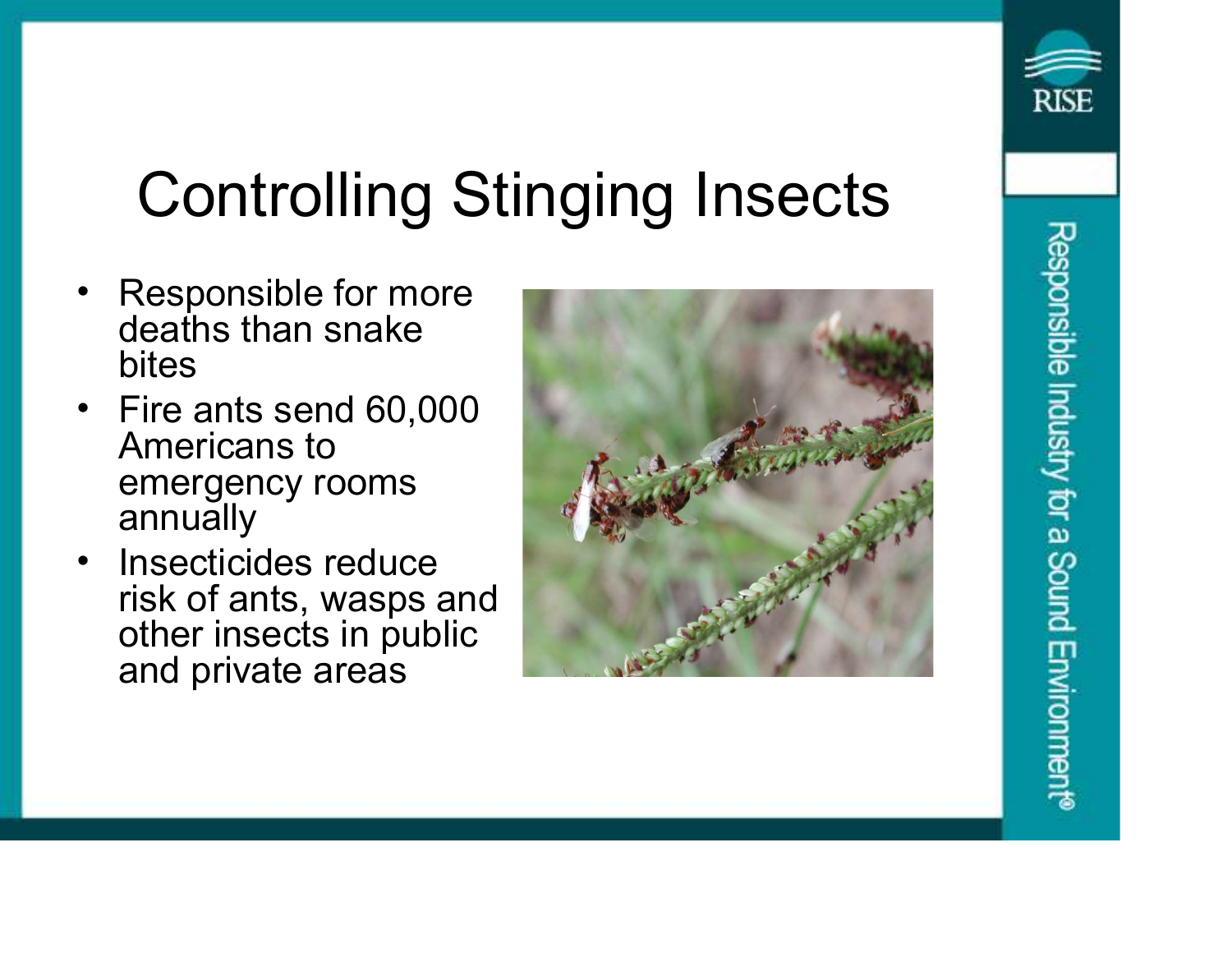# Controlling Stinging Insects

- Responsible for more deaths than snake bites
- Fire ants send 60,000 Americans to emergency rooms annually
- Insecticides reduce risk of ants, wasps and other insects in public and private areas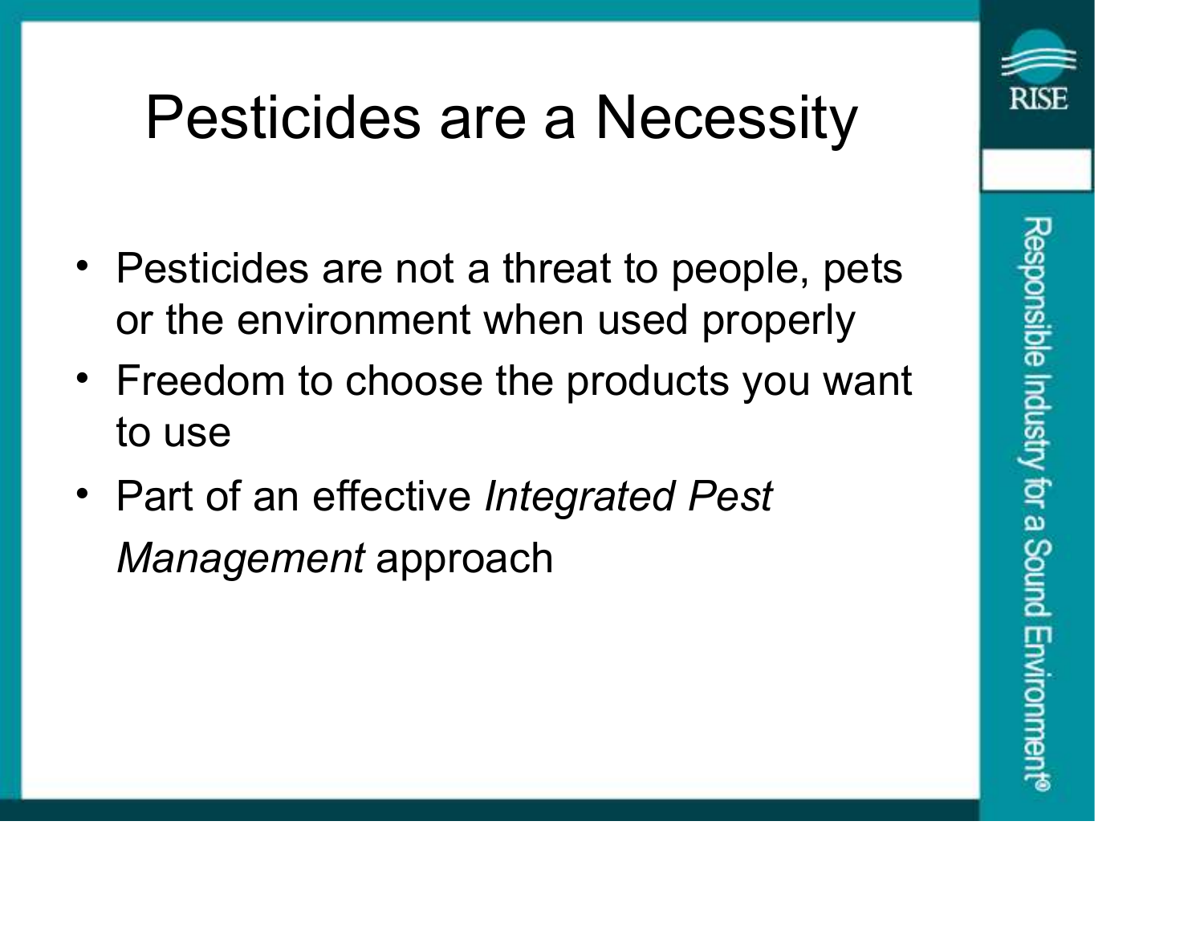# Pesticides are a Necessity

- Pesticides are not a threat to people, pets or the environment when used properly
- Freedom to choose the products you want to use
- Part of an effective *Integrated Pest Management* approach

RISE

Responsible Industry for a Sound Environment®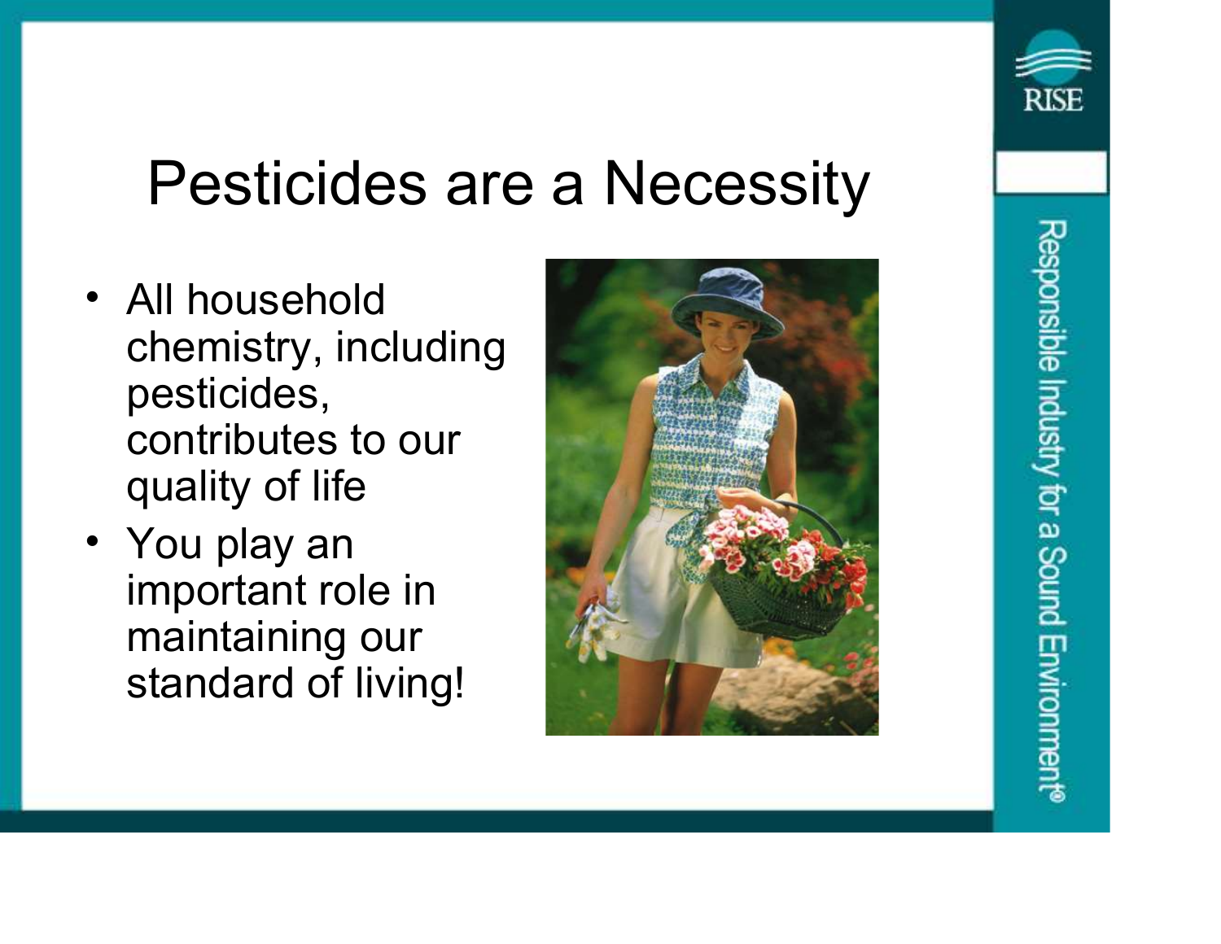# Pesticides are a Necessity

- All household chemistry, including pesticides, contributes to our quality of life
- You play an important role in maintaining our standard of living!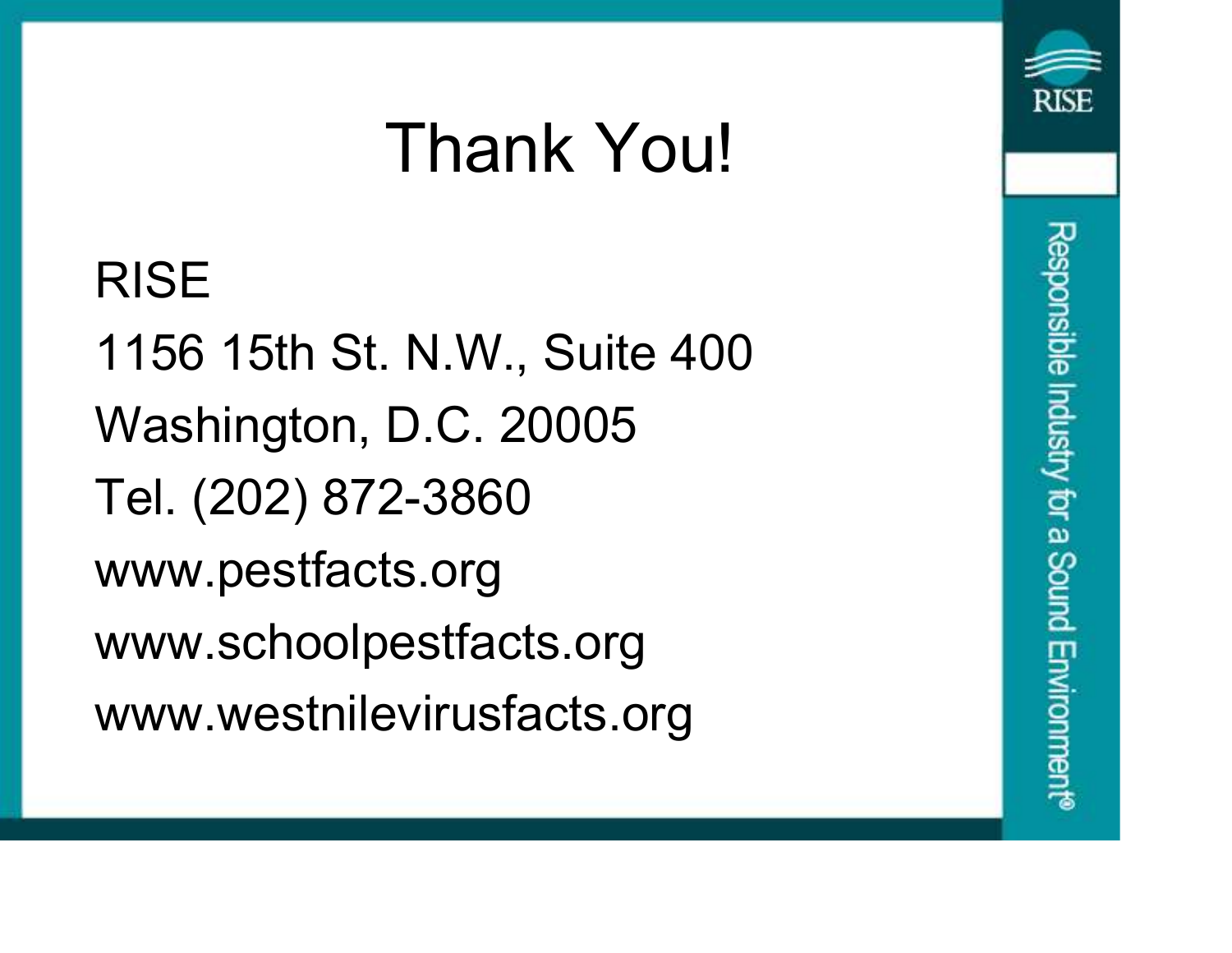# Thank You!

RISE

1156 15th St. N.W., Suite 400

Washington, D.C. 20005

Tel. (202) 872-3860

www.pestfacts.org

www.schoolpestfacts.org

www.westnilevirusfacts.org

RISE

Responsible Industry for a Sound Environment®